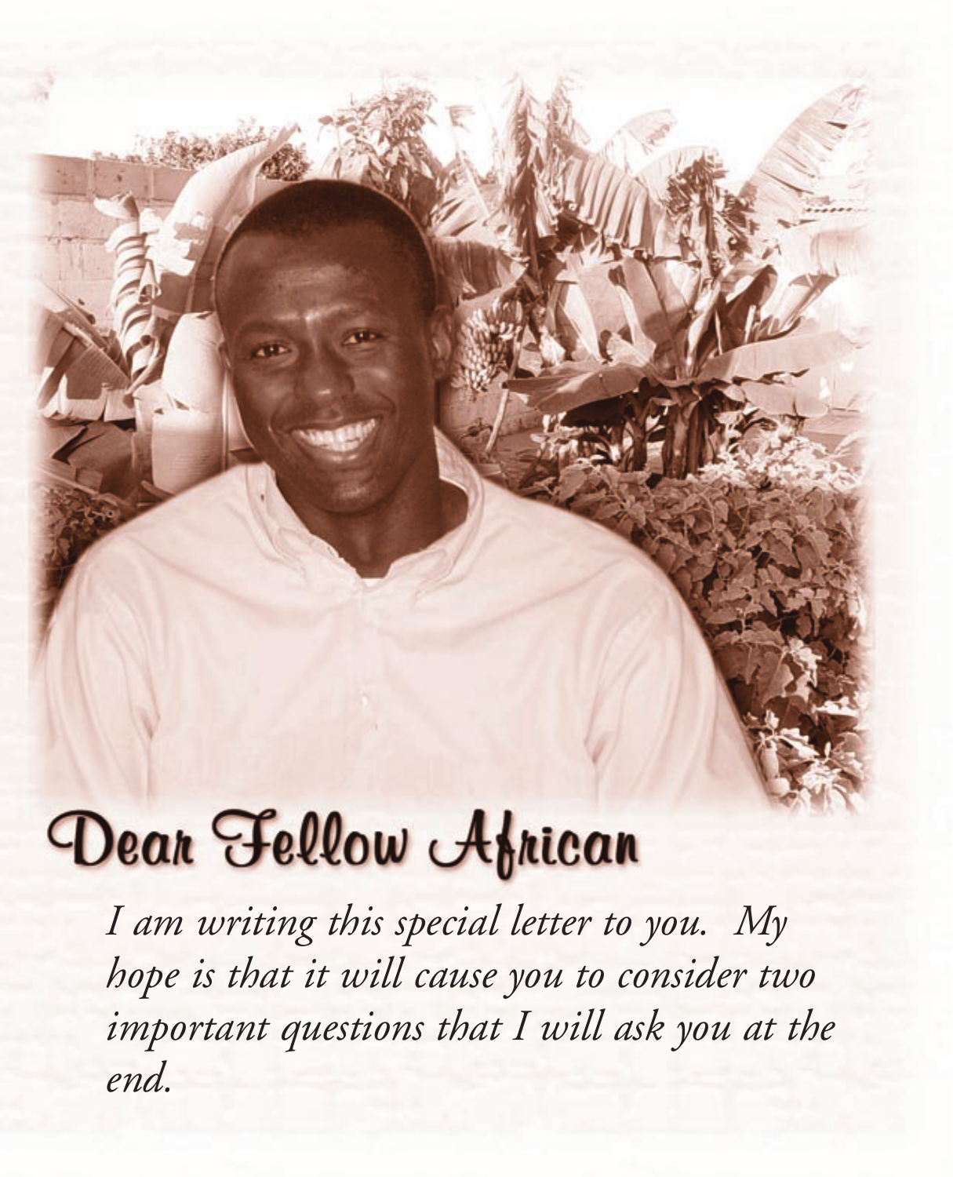# Dear Fellow African

*I am writing this special letter to you. My hope is that it will cause you to consider two important questions that I will ask you at the end.*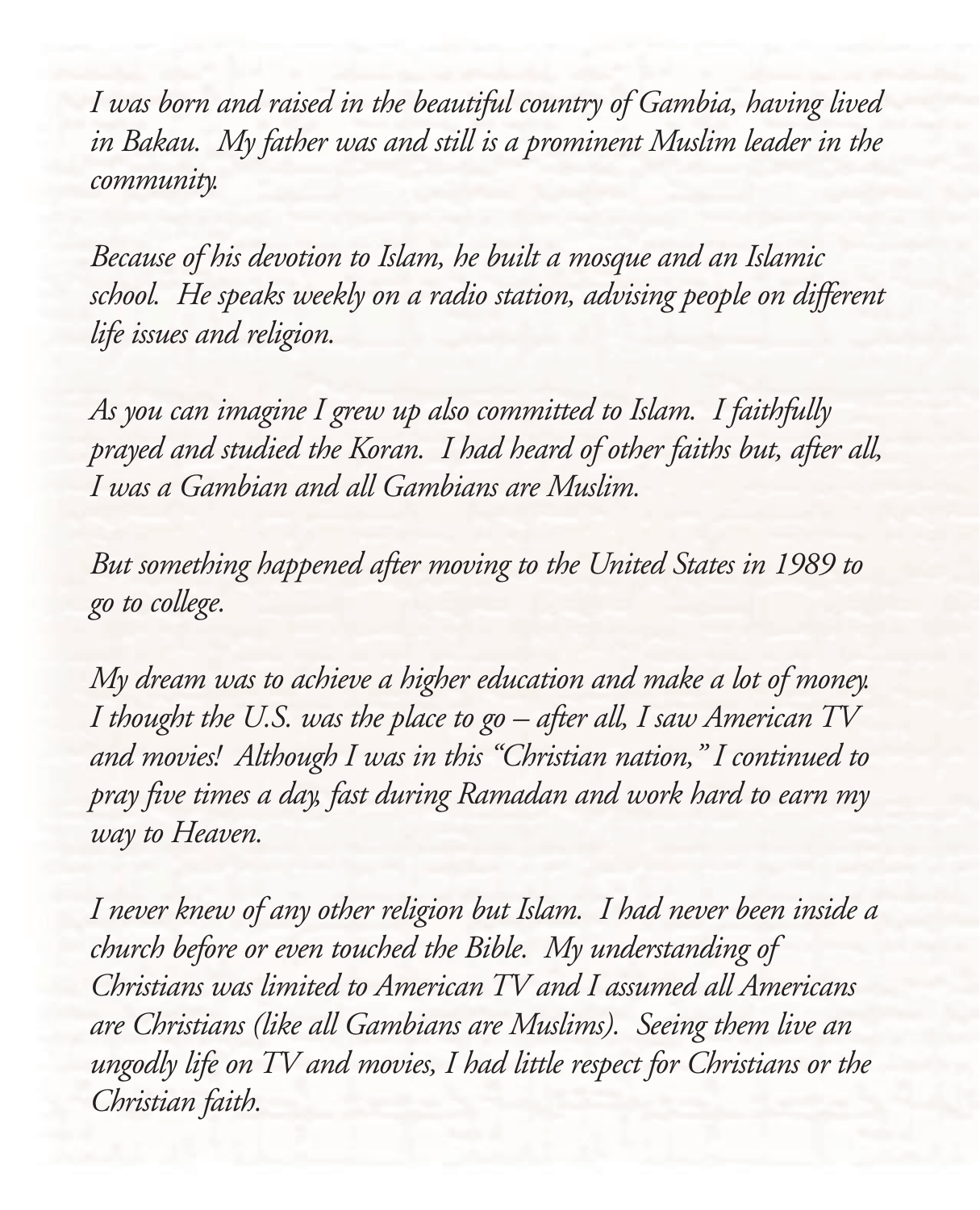*I was born and raised in the beautiful country of Gambia, having lived in Bakau. My father was and still is a prominent Muslim leader in the community.*

*Because of his devotion to Islam, he built a mosque and an Islamic school. He speaks weekly on a radio station, advising people on different life issues and religion.*

*As you can imagine I grew up also committed to Islam. I faithfully prayed and studied the Koran. I had heard of other faiths but, after all, I was a Gambian and all Gambians are Muslim.*

*But something happened after moving to the United States in 1989 to go to college.*

*My dream was to achieve a higher education and make a lot of money. I thought the U.S. was the place to go – after all, I saw American TV and movies! Although I was in this "Christian nation," I continued to pray five times a day, fast during Ramadan and work hard to earn my way to Heaven.*

*I never knew of any other religion but Islam. I had never been inside a church before or even touched the Bible. My understanding of Christians was limited to American TV and I assumed all Americans are Christians (like all Gambians are Muslims). Seeing them live an ungodly life on TV and movies, I had little respect for Christians or the Christian faith.*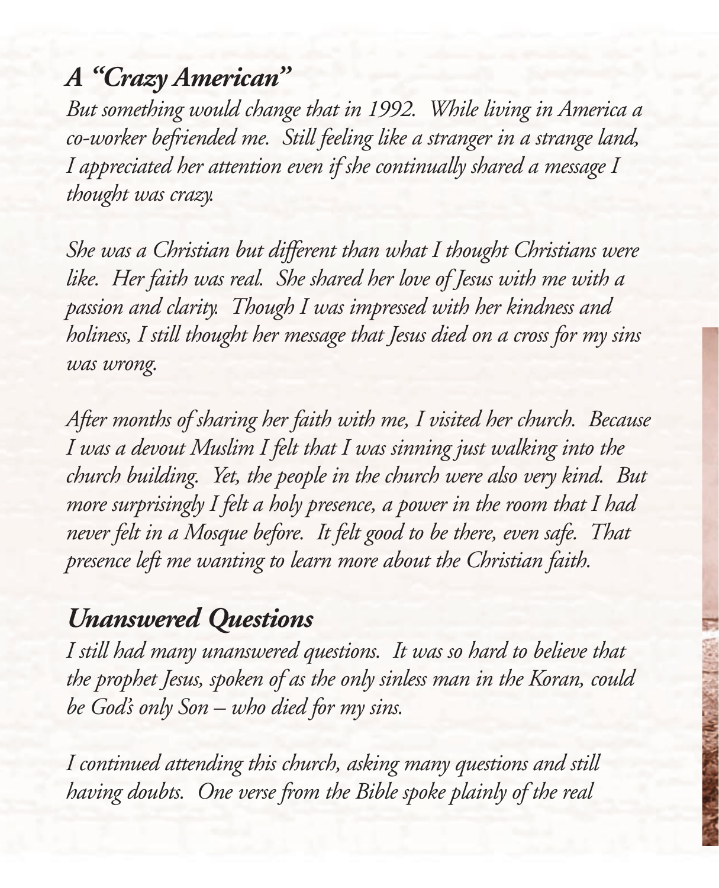## *A "Crazy American"*

*But something would change that in 1992. While living in America a co-worker befriended me. Still feeling like a stranger in a strange land, I appreciated her attention even if she continually shared a message I thought was crazy.*

*She was a Christian but different than what I thought Christians were like. Her faith was real. She shared her love of Jesus with me with a passion and clarity. Though I was impressed with her kindness and holiness, I still thought her message that Jesus died on a cross for my sins was wrong.*

*After months of sharing her faith with me, I visited her church. Because I was a devout Muslim I felt that I was sinning just walking into the church building. Yet, the people in the church were also very kind. But more surprisingly I felt a holy presence, a power in the room that I had never felt in a Mosque before. It felt good to be there, even safe. That presence left me wanting to learn more about the Christian faith.*

## *Unanswered Questions*

*I still had many unanswered questions. It was so hard to believe that the prophet Jesus, spoken of as the only sinless man in the Koran, could be God's only Son – who died for my sins.*

*I continued attending this church, asking many questions and still having doubts. One verse from the Bible spoke plainly of the real*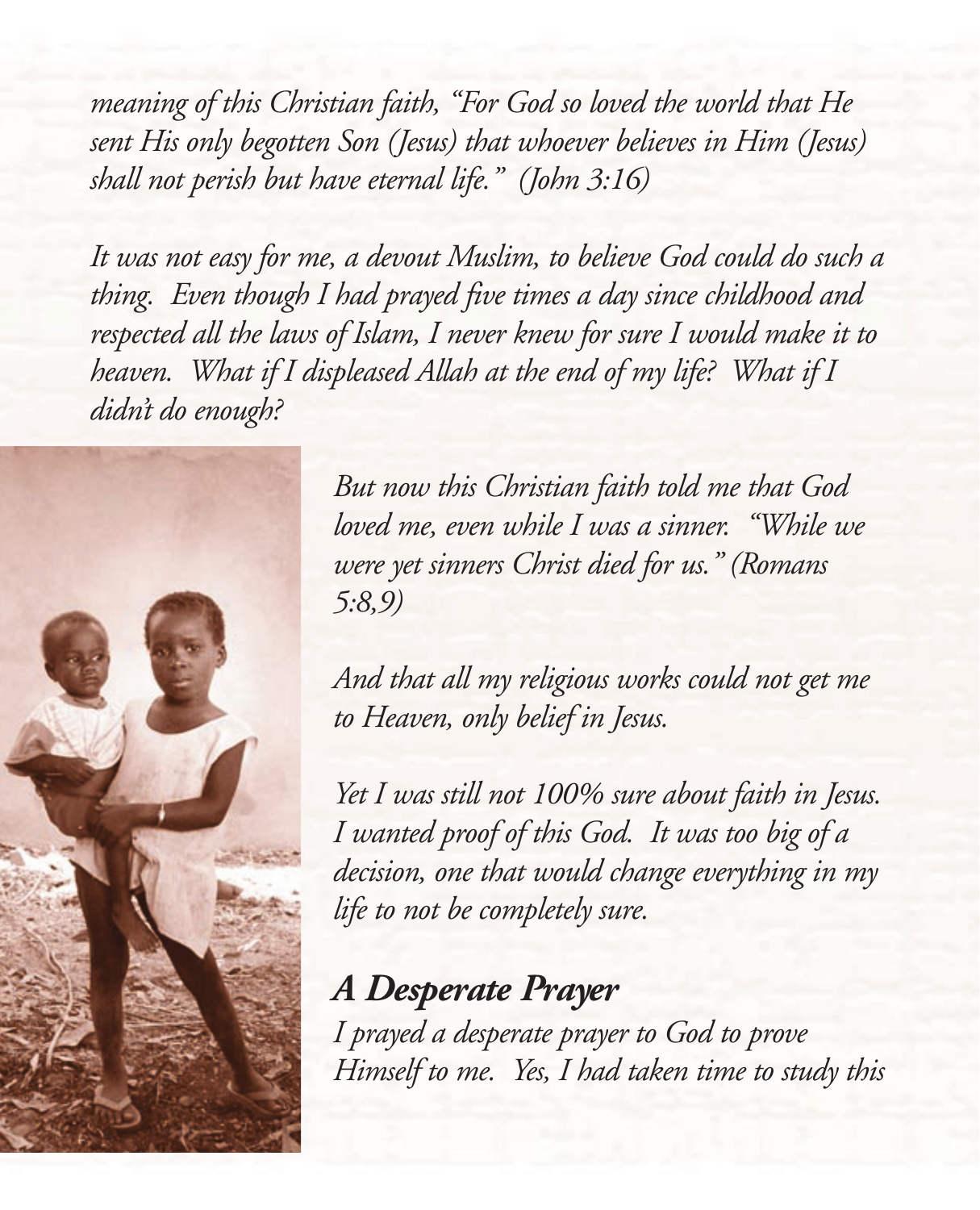*meaning of this Christian faith, "For God so loved the world that He sent His only begotten Son (Jesus) that whoever believes in Him (Jesus) shall not perish but have eternal life." (John 3:16)*

*It was not easy for me, a devout Muslim, to believe God could do such a thing. Even though I had prayed five times a day since childhood and respected all the laws of Islam, I never knew for sure I would make it to heaven. What if I displeased Allah at the end of my life? What if I didn't do enough?*

*But now this Christian faith told me that God loved me, even while I was a sinner. "While we were yet sinners Christ died for us." (Romans 5:8,9)*

*And that all my religious works could not get me to Heaven, only belief in Jesus.*

*Yet I was still not 100% sure about faith in Jesus. I wanted proof of this God. It was too big of a decision, one that would change everything in my life to not be completely sure.*

## *A Desperate Prayer*

*I prayed a desperate prayer to God to prove Himself to me. Yes, I had taken time to study this*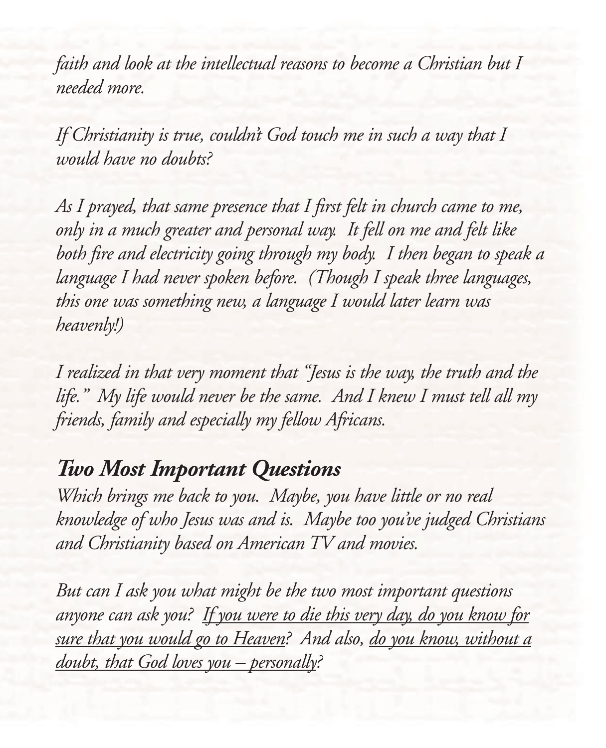*faith and look at the intellectual reasons to become a Christian but I needed more.*

*If Christianity is true, couldn't God touch me in such a way that I would have no doubts?*

*As I prayed, that same presence that I first felt in church came to me, only in a much greater and personal way. It fell on me and felt like both fire and electricity going through my body. I then began to speak a language I had never spoken before. (Though I speak three languages, this one was something new, a language I would later learn was heavenly!)*

*I realized in that very moment that "Jesus is the way, the truth and the life." My life would never be the same. And I knew I must tell all my friends, family and especially my fellow Africans.*

## ***Two Most Important Questions***

*Which brings me back to you. Maybe, you have little or no real knowledge of who Jesus was and is. Maybe too you've judged Christians and Christianity based on American TV and movies.*

*But can I ask you what might be the two most important questions anyone can ask you? <u>If you were to die this very day, do you know for sure that you would go to Heaven</u>? And also, <u>do you know, without a doubt, that God loves you – personally</u>?*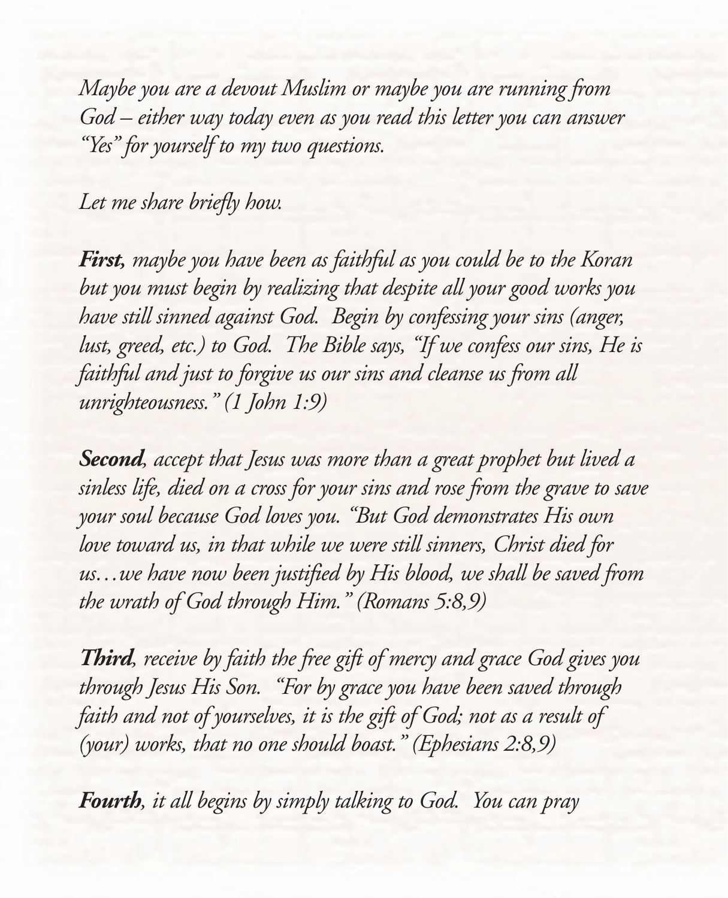*Maybe you are a devout Muslim or maybe you are running from God – either way today even as you read this letter you can answer "Yes" for yourself to my two questions.*

*Let me share briefly how.*

***First**, maybe you have been as faithful as you could be to the Koran but you must begin by realizing that despite all your good works you have still sinned against God. Begin by confessing your sins (anger, lust, greed, etc.) to God. The Bible says, "If we confess our sins, He is faithful and just to forgive us our sins and cleanse us from all unrighteousness." (1 John 1:9)*

***Second**, accept that Jesus was more than a great prophet but lived a sinless life, died on a cross for your sins and rose from the grave to save your soul because God loves you. "But God demonstrates His own love toward us, in that while we were still sinners, Christ died for us…we have now been justified by His blood, we shall be saved from the wrath of God through Him." (Romans 5:8,9)*

***Third**, receive by faith the free gift of mercy and grace God gives you through Jesus His Son. "For by grace you have been saved through faith and not of yourselves, it is the gift of God; not as a result of (your) works, that no one should boast." (Ephesians 2:8,9)*

***Fourth**, it all begins by simply talking to God. You can pray*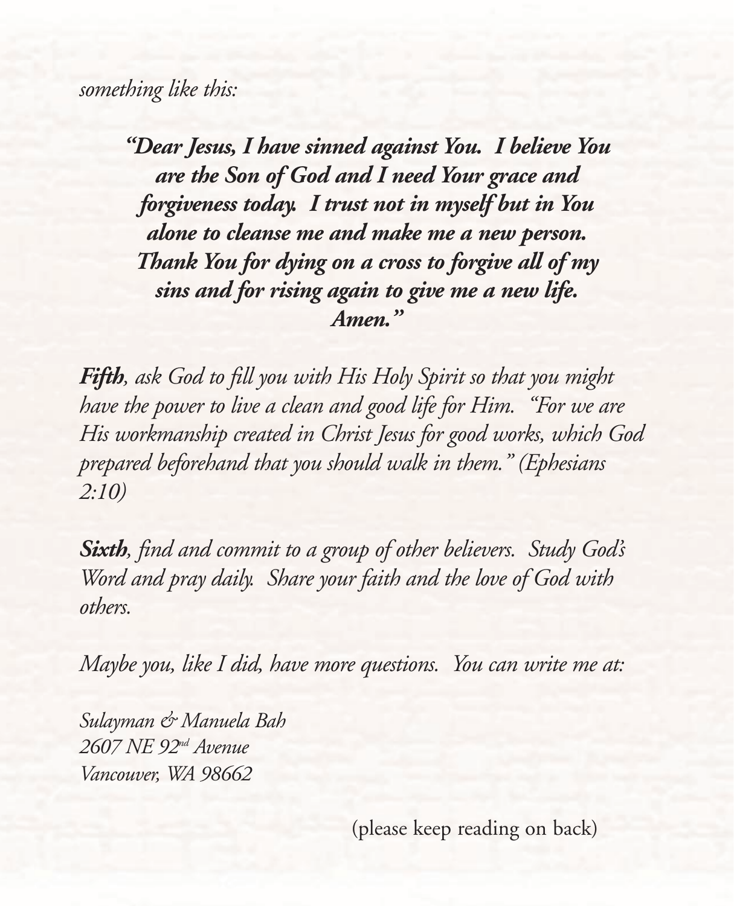*something like this:*

> ***"Dear Jesus, I have sinned against You. I believe You are the Son of God and I need Your grace and forgiveness today. I trust not in myself but in You alone to cleanse me and make me a new person. Thank You for dying on a cross to forgive all of my sins and for rising again to give me a new life. Amen."***

***Fifth****, ask God to fill you with His Holy Spirit so that you might have the power to live a clean and good life for Him. "For we are His workmanship created in Christ Jesus for good works, which God prepared beforehand that you should walk in them." (Ephesians 2:10)*

***Sixth****, find and commit to a group of other believers. Study God's Word and pray daily. Share your faith and the love of God with others.*

*Maybe you, like I did, have more questions. You can write me at:*

*Sulayman & Manuela Bah*
*2607 NE 92nd Avenue*
*Vancouver, WA 98662*

(please keep reading on back)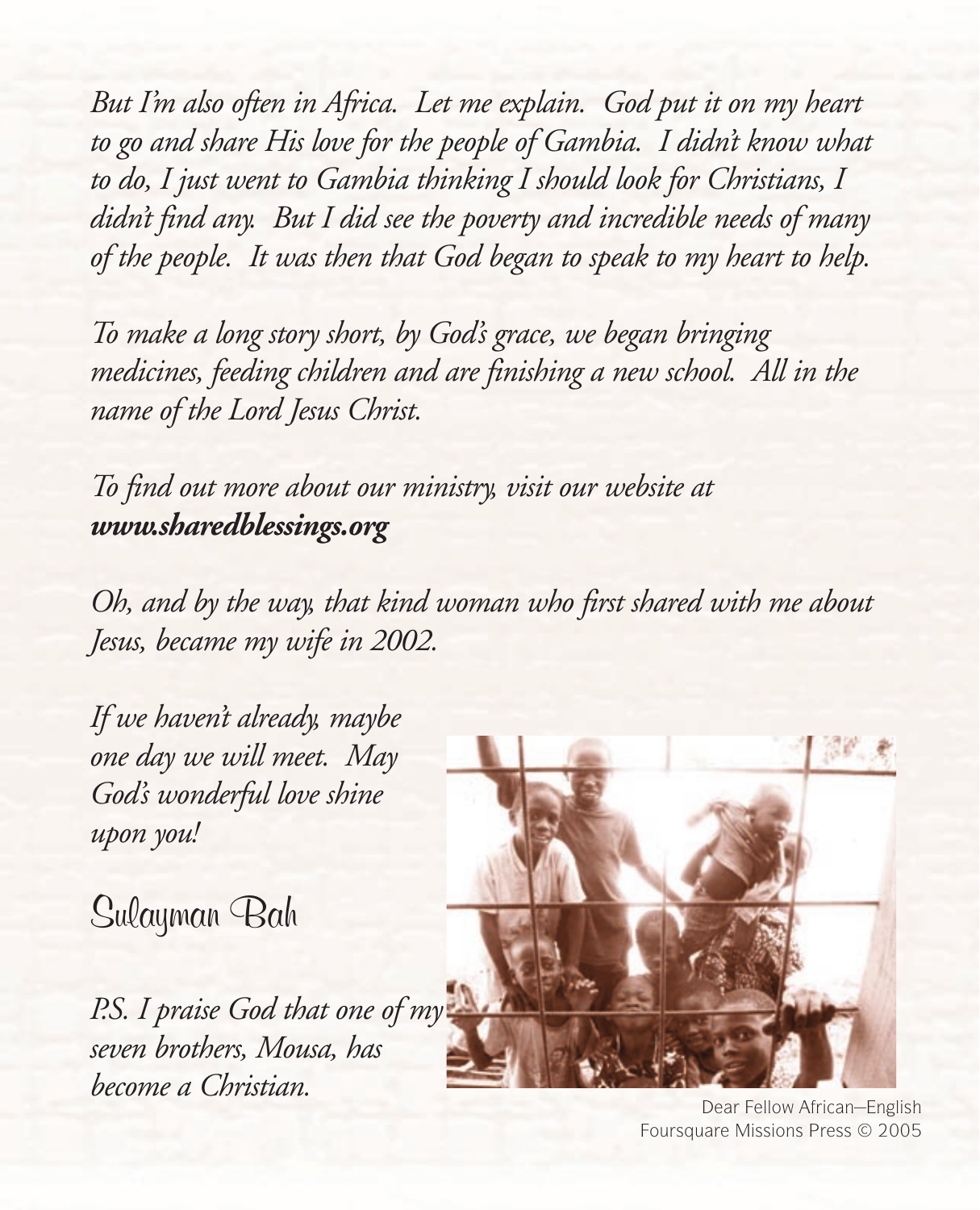*But I'm also often in Africa. Let me explain. God put it on my heart to go and share His love for the people of Gambia. I didn't know what to do, I just went to Gambia thinking I should look for Christians, I didn't find any. But I did see the poverty and incredible needs of many of the people. It was then that God began to speak to my heart to help.*

*To make a long story short, by God's grace, we began bringing medicines, feeding children and are finishing a new school. All in the name of the Lord Jesus Christ.*

*To find out more about our ministry, visit our website at* ***www.sharedblessings.org***

*Oh, and by the way, that kind woman who first shared with me about Jesus, became my wife in 2002.*

*If we haven't already, maybe one day we will meet. May God's wonderful love shine upon you!*

Sulayman Bah

*P.S. I praise God that one of my seven brothers, Mousa, has become a Christian.*

Dear Fellow African—English
Foursquare Missions Press © 2005